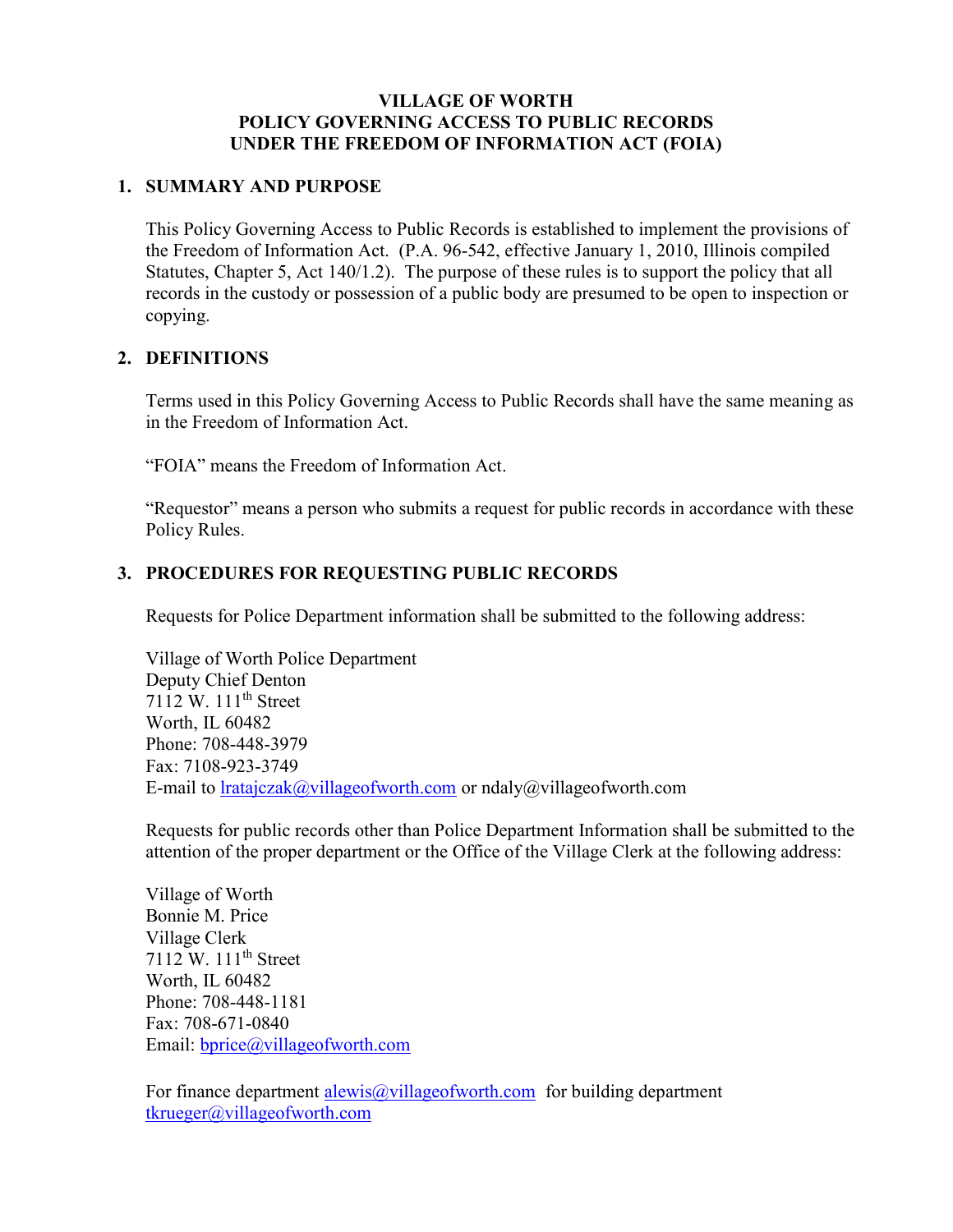# VILLAGE OF WORTH
# POLICY GOVERNING ACCESS TO PUBLIC RECORDS
# UNDER THE FREEDOM OF INFORMATION ACT (FOIA)

## 1. SUMMARY AND PURPOSE

This Policy Governing Access to Public Records is established to implement the provisions of the Freedom of Information Act. (P.A. 96-542, effective January 1, 2010, Illinois compiled Statutes, Chapter 5, Act 140/1.2). The purpose of these rules is to support the policy that all records in the custody or possession of a public body are presumed to be open to inspection or copying.

## 2. DEFINITIONS

Terms used in this Policy Governing Access to Public Records shall have the same meaning as in the Freedom of Information Act.

"FOIA" means the Freedom of Information Act.

"Requestor" means a person who submits a request for public records in accordance with these Policy Rules.

## 3. PROCEDURES FOR REQUESTING PUBLIC RECORDS

Requests for Police Department information shall be submitted to the following address:

Village of Worth Police Department
Deputy Chief Denton
7112 W. 111th Street
Worth, IL 60482
Phone: 708-448-3979
Fax: 7108-923-3749
E-mail to lratajczak@villageofworth.com or ndaly@villageofworth.com

Requests for public records other than Police Department Information shall be submitted to the attention of the proper department or the Office of the Village Clerk at the following address:

Village of Worth
Bonnie M. Price
Village Clerk
7112 W. 111th Street
Worth, IL 60482
Phone: 708-448-1181
Fax: 708-671-0840
Email: bprice@villageofworth.com

For finance department alewis@villageofworth.com for building department tkrueger@villageofworth.com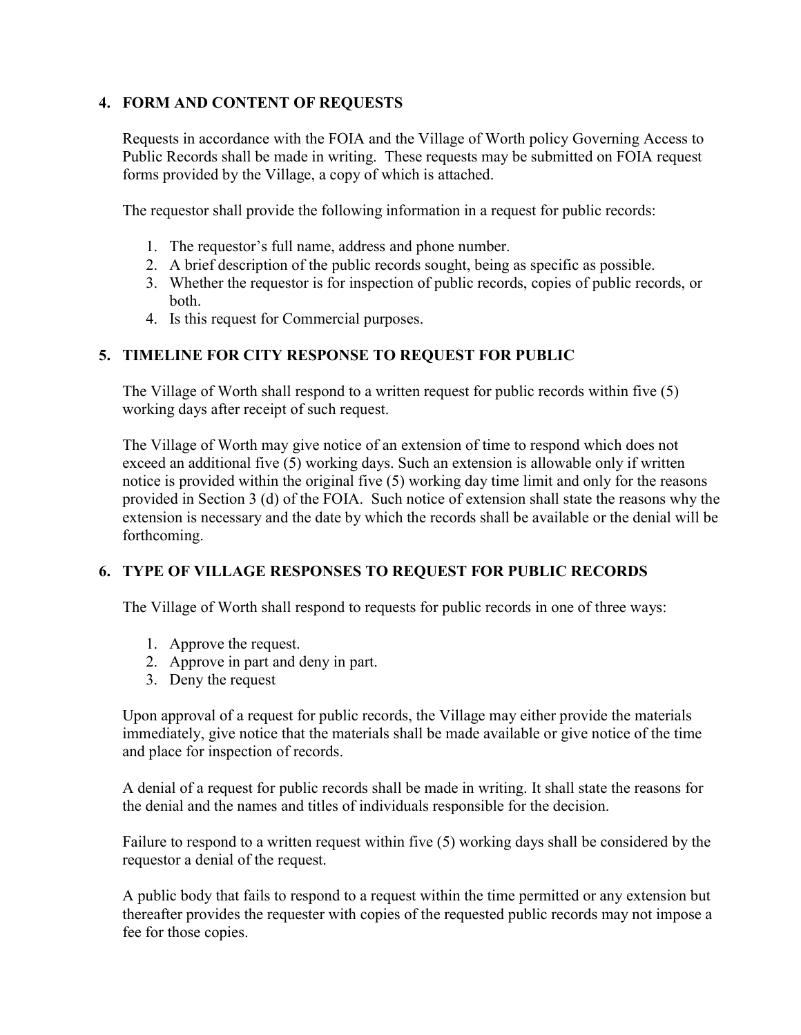## 4. FORM AND CONTENT OF REQUESTS

Requests in accordance with the FOIA and the Village of Worth policy Governing Access to Public Records shall be made in writing. These requests may be submitted on FOIA request forms provided by the Village, a copy of which is attached.

The requestor shall provide the following information in a request for public records:

1. The requestor's full name, address and phone number.
2. A brief description of the public records sought, being as specific as possible.
3. Whether the requestor is for inspection of public records, copies of public records, or both.
4. Is this request for Commercial purposes.

## 5. TIMELINE FOR CITY RESPONSE TO REQUEST FOR PUBLIC

The Village of Worth shall respond to a written request for public records within five (5) working days after receipt of such request.

The Village of Worth may give notice of an extension of time to respond which does not exceed an additional five (5) working days. Such an extension is allowable only if written notice is provided within the original five (5) working day time limit and only for the reasons provided in Section 3 (d) of the FOIA. Such notice of extension shall state the reasons why the extension is necessary and the date by which the records shall be available or the denial will be forthcoming.

## 6. TYPE OF VILLAGE RESPONSES TO REQUEST FOR PUBLIC RECORDS

The Village of Worth shall respond to requests for public records in one of three ways:

1. Approve the request.
2. Approve in part and deny in part.
3. Deny the request

Upon approval of a request for public records, the Village may either provide the materials immediately, give notice that the materials shall be made available or give notice of the time and place for inspection of records.

A denial of a request for public records shall be made in writing. It shall state the reasons for the denial and the names and titles of individuals responsible for the decision.

Failure to respond to a written request within five (5) working days shall be considered by the requestor a denial of the request.

A public body that fails to respond to a request within the time permitted or any extension but thereafter provides the requester with copies of the requested public records may not impose a fee for those copies.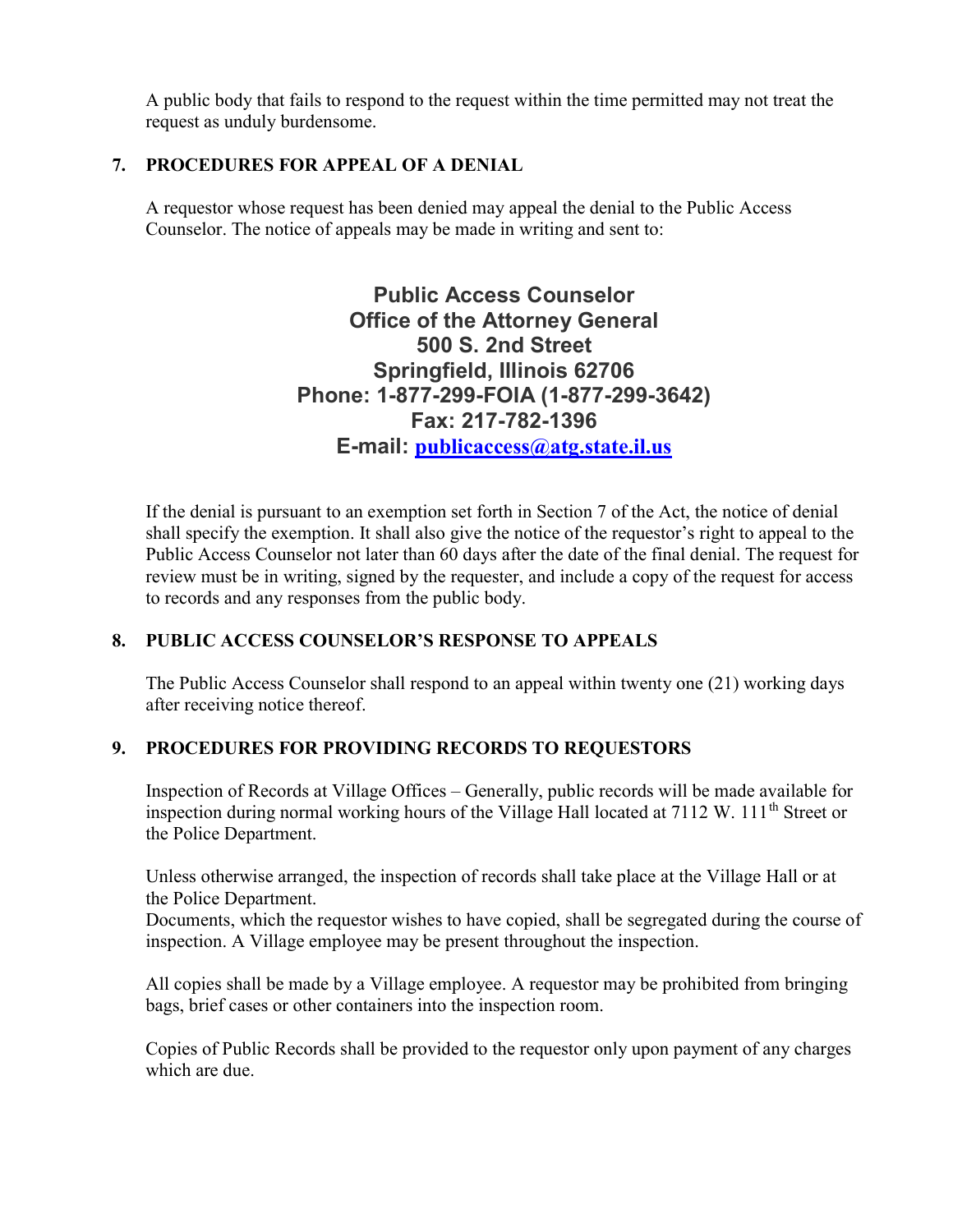A public body that fails to respond to the request within the time permitted may not treat the request as unduly burdensome.

## 7. PROCEDURES FOR APPEAL OF A DENIAL

A requestor whose request has been denied may appeal the denial to the Public Access Counselor. The notice of appeals may be made in writing and sent to:

**Public Access Counselor**
**Office of the Attorney General**
**500 S. 2nd Street**
**Springfield, Illinois 62706**
**Phone: 1-877-299-FOIA (1-877-299-3642)**
**Fax: 217-782-1396**
**E-mail: publicaccess@atg.state.il.us**

If the denial is pursuant to an exemption set forth in Section 7 of the Act, the notice of denial shall specify the exemption. It shall also give the notice of the requestor's right to appeal to the Public Access Counselor not later than 60 days after the date of the final denial. The request for review must be in writing, signed by the requester, and include a copy of the request for access to records and any responses from the public body.

## 8. PUBLIC ACCESS COUNSELOR'S RESPONSE TO APPEALS

The Public Access Counselor shall respond to an appeal within twenty one (21) working days after receiving notice thereof.

## 9. PROCEDURES FOR PROVIDING RECORDS TO REQUESTORS

Inspection of Records at Village Offices – Generally, public records will be made available for inspection during normal working hours of the Village Hall located at 7112 W. 111th Street or the Police Department.

Unless otherwise arranged, the inspection of records shall take place at the Village Hall or at the Police Department.
Documents, which the requestor wishes to have copied, shall be segregated during the course of inspection. A Village employee may be present throughout the inspection.

All copies shall be made by a Village employee. A requestor may be prohibited from bringing bags, brief cases or other containers into the inspection room.

Copies of Public Records shall be provided to the requestor only upon payment of any charges which are due.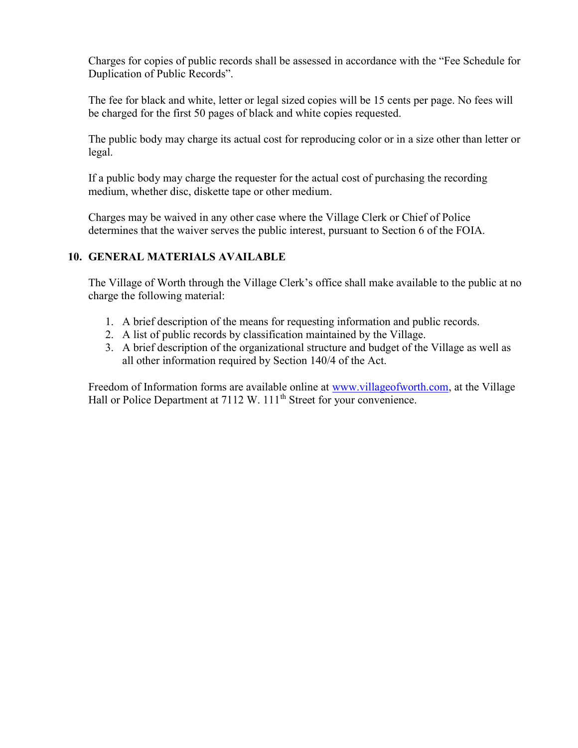Charges for copies of public records shall be assessed in accordance with the "Fee Schedule for Duplication of Public Records".

The fee for black and white, letter or legal sized copies will be 15 cents per page. No fees will be charged for the first 50 pages of black and white copies requested.

The public body may charge its actual cost for reproducing color or in a size other than letter or legal.

If a public body may charge the requester for the actual cost of purchasing the recording medium, whether disc, diskette tape or other medium.

Charges may be waived in any other case where the Village Clerk or Chief of Police determines that the waiver serves the public interest, pursuant to Section 6 of the FOIA.

## 10. GENERAL MATERIALS AVAILABLE

The Village of Worth through the Village Clerk's office shall make available to the public at no charge the following material:

1. A brief description of the means for requesting information and public records.
2. A list of public records by classification maintained by the Village.
3. A brief description of the organizational structure and budget of the Village as well as all other information required by Section 140/4 of the Act.

Freedom of Information forms are available online at [www.villageofworth.com](http://www.villageofworth.com), at the Village Hall or Police Department at 7112 W. 111th Street for your convenience.